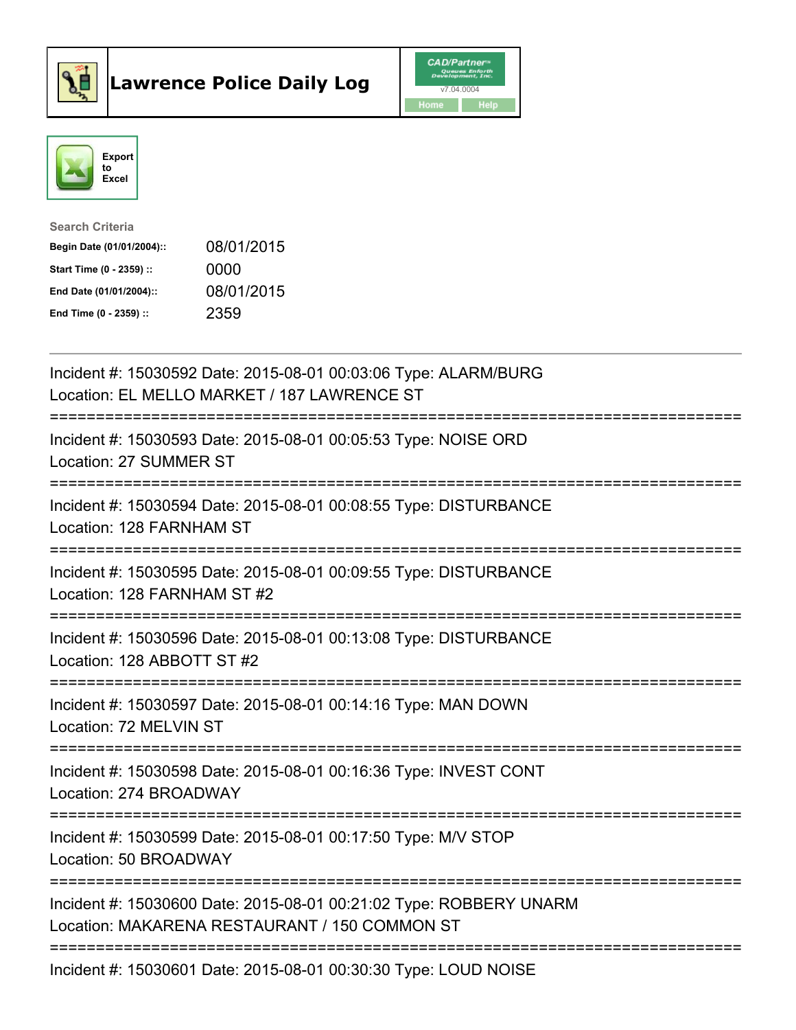# Lawrence Police Daily Log

CAD/Partner™ Queues Enforth Development, Inc. v7.04.0004

Home Help

Export to Excel

**Search Criteria**

| | |
|---|---|
| **Begin Date (01/01/2004)::** | 08/01/2015 |
| **Start Time (0 - 2359) ::** | 0000 |
| **End Date (01/01/2004)::** | 08/01/2015 |
| **End Time (0 - 2359) ::** | 2359 |

---

Incident #: 15030592 Date: 2015-08-01 00:03:06 Type: ALARM/BURG
Location: EL MELLO MARKET / 187 LAWRENCE ST

===========================================================================

Incident #: 15030593 Date: 2015-08-01 00:05:53 Type: NOISE ORD
Location: 27 SUMMER ST

===========================================================================

Incident #: 15030594 Date: 2015-08-01 00:08:55 Type: DISTURBANCE
Location: 128 FARNHAM ST

===========================================================================

Incident #: 15030595 Date: 2015-08-01 00:09:55 Type: DISTURBANCE
Location: 128 FARNHAM ST #2

===========================================================================

Incident #: 15030596 Date: 2015-08-01 00:13:08 Type: DISTURBANCE
Location: 128 ABBOTT ST #2

===========================================================================

Incident #: 15030597 Date: 2015-08-01 00:14:16 Type: MAN DOWN
Location: 72 MELVIN ST

===========================================================================

Incident #: 15030598 Date: 2015-08-01 00:16:36 Type: INVEST CONT
Location: 274 BROADWAY

===========================================================================

Incident #: 15030599 Date: 2015-08-01 00:17:50 Type: M/V STOP
Location: 50 BROADWAY

===========================================================================

Incident #: 15030600 Date: 2015-08-01 00:21:02 Type: ROBBERY UNARM
Location: MAKARENA RESTAURANT / 150 COMMON ST

===========================================================================

Incident #: 15030601 Date: 2015-08-01 00:30:30 Type: LOUD NOISE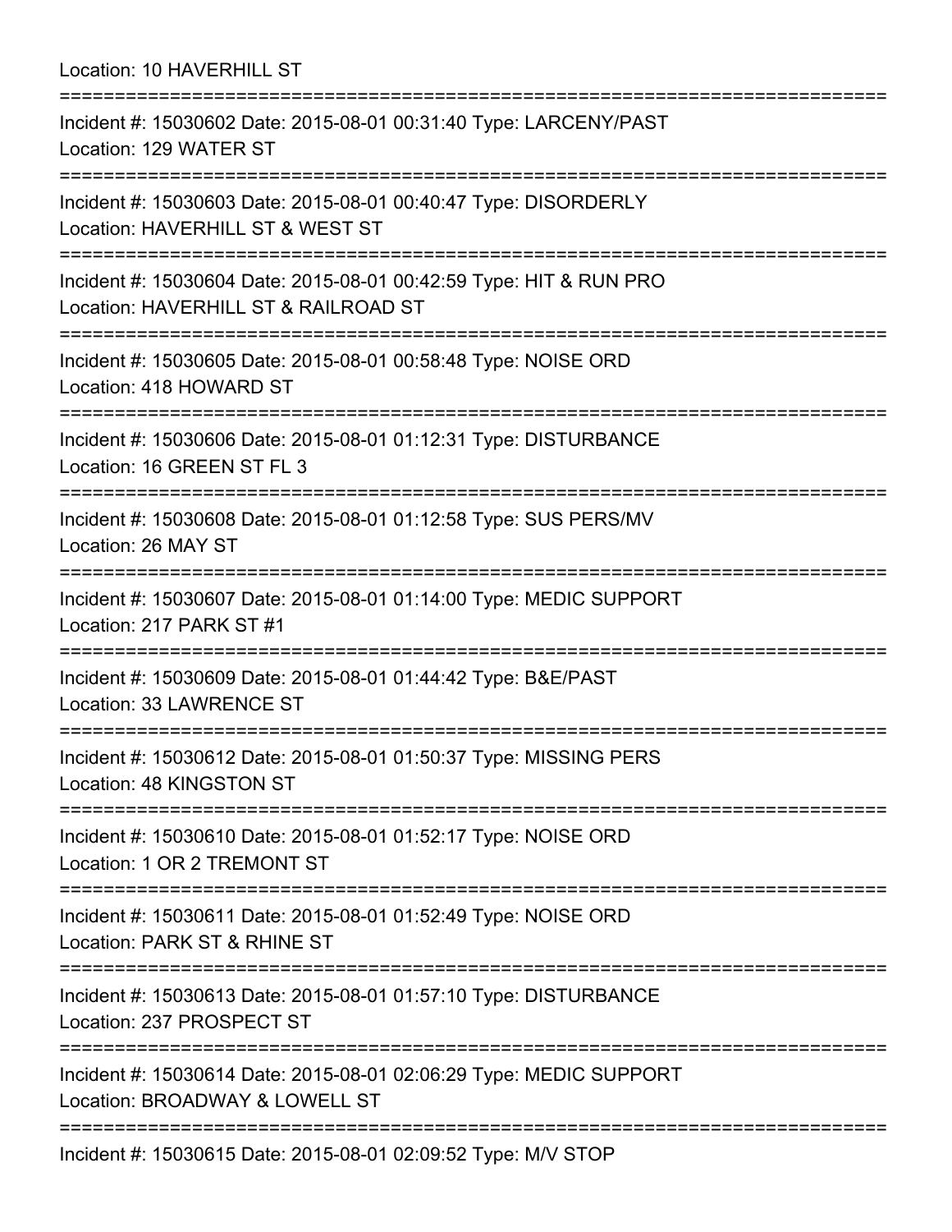Location: 10 HAVERHILL ST

===========================================================================

Incident #: 15030602 Date: 2015-08-01 00:31:40 Type: LARCENY/PAST
Location: 129 WATER ST

===========================================================================

Incident #: 15030603 Date: 2015-08-01 00:40:47 Type: DISORDERLY
Location: HAVERHILL ST & WEST ST

===========================================================================

Incident #: 15030604 Date: 2015-08-01 00:42:59 Type: HIT & RUN PRO
Location: HAVERHILL ST & RAILROAD ST

===========================================================================

Incident #: 15030605 Date: 2015-08-01 00:58:48 Type: NOISE ORD
Location: 418 HOWARD ST

===========================================================================

Incident #: 15030606 Date: 2015-08-01 01:12:31 Type: DISTURBANCE
Location: 16 GREEN ST FL 3

===========================================================================

Incident #: 15030608 Date: 2015-08-01 01:12:58 Type: SUS PERS/MV
Location: 26 MAY ST

===========================================================================

Incident #: 15030607 Date: 2015-08-01 01:14:00 Type: MEDIC SUPPORT
Location: 217 PARK ST #1

===========================================================================

Incident #: 15030609 Date: 2015-08-01 01:44:42 Type: B&E/PAST
Location: 33 LAWRENCE ST

===========================================================================

Incident #: 15030612 Date: 2015-08-01 01:50:37 Type: MISSING PERS
Location: 48 KINGSTON ST

===========================================================================

Incident #: 15030610 Date: 2015-08-01 01:52:17 Type: NOISE ORD
Location: 1 OR 2 TREMONT ST

===========================================================================

Incident #: 15030611 Date: 2015-08-01 01:52:49 Type: NOISE ORD
Location: PARK ST & RHINE ST

===========================================================================

Incident #: 15030613 Date: 2015-08-01 01:57:10 Type: DISTURBANCE
Location: 237 PROSPECT ST

===========================================================================

Incident #: 15030614 Date: 2015-08-01 02:06:29 Type: MEDIC SUPPORT
Location: BROADWAY & LOWELL ST

===========================================================================

Incident #: 15030615 Date: 2015-08-01 02:09:52 Type: M/V STOP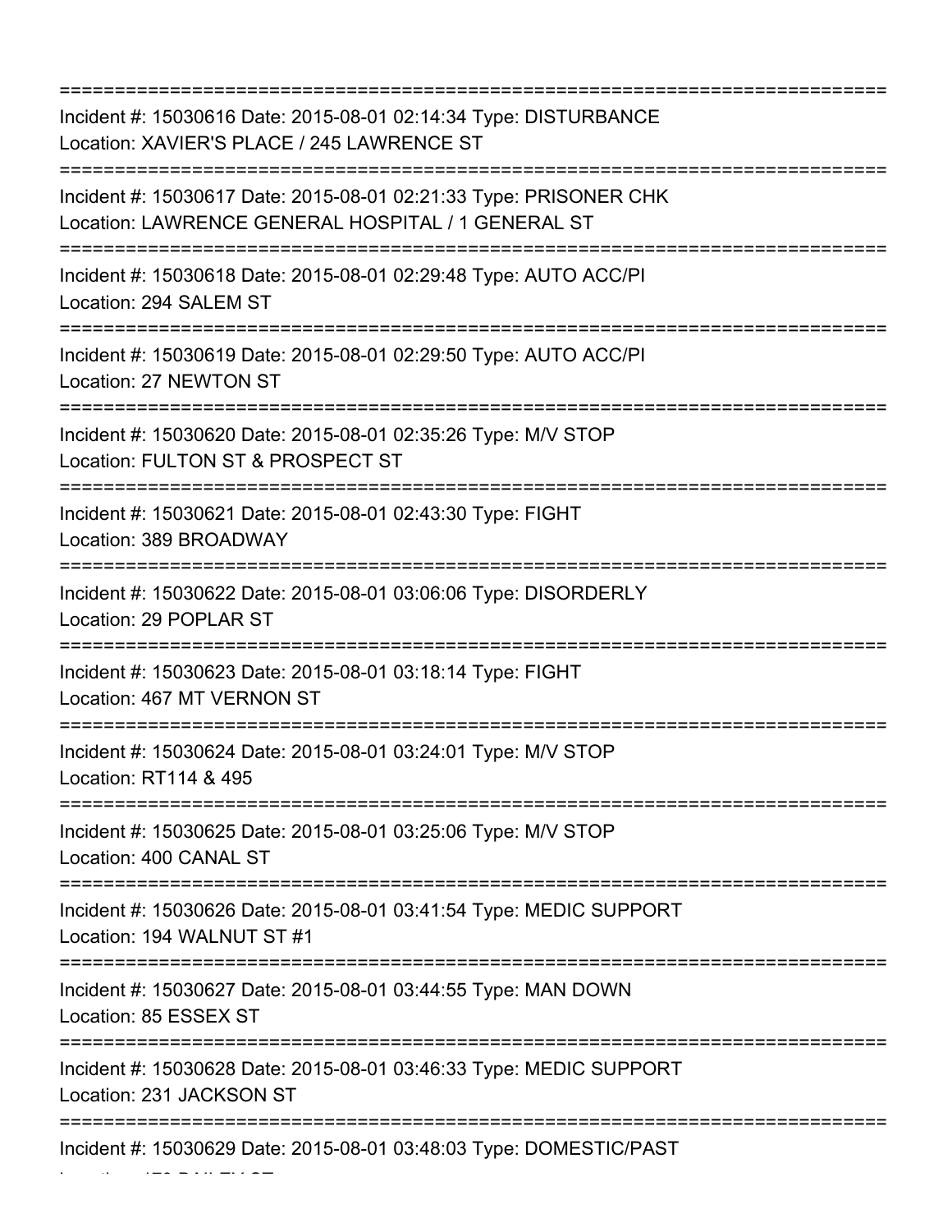===========================================================================

Incident #: 15030616 Date: 2015-08-01 02:14:34 Type: DISTURBANCE
Location: XAVIER'S PLACE / 245 LAWRENCE ST

===========================================================================

Incident #: 15030617 Date: 2015-08-01 02:21:33 Type: PRISONER CHK
Location: LAWRENCE GENERAL HOSPITAL / 1 GENERAL ST

===========================================================================

Incident #: 15030618 Date: 2015-08-01 02:29:48 Type: AUTO ACC/PI
Location: 294 SALEM ST

===========================================================================

Incident #: 15030619 Date: 2015-08-01 02:29:50 Type: AUTO ACC/PI
Location: 27 NEWTON ST

===========================================================================

Incident #: 15030620 Date: 2015-08-01 02:35:26 Type: M/V STOP
Location: FULTON ST & PROSPECT ST

===========================================================================

Incident #: 15030621 Date: 2015-08-01 02:43:30 Type: FIGHT
Location: 389 BROADWAY

===========================================================================

Incident #: 15030622 Date: 2015-08-01 03:06:06 Type: DISORDERLY
Location: 29 POPLAR ST

===========================================================================

Incident #: 15030623 Date: 2015-08-01 03:18:14 Type: FIGHT
Location: 467 MT VERNON ST

===========================================================================

Incident #: 15030624 Date: 2015-08-01 03:24:01 Type: M/V STOP
Location: RT114 & 495

===========================================================================

Incident #: 15030625 Date: 2015-08-01 03:25:06 Type: M/V STOP
Location: 400 CANAL ST

===========================================================================

Incident #: 15030626 Date: 2015-08-01 03:41:54 Type: MEDIC SUPPORT
Location: 194 WALNUT ST #1

===========================================================================

Incident #: 15030627 Date: 2015-08-01 03:44:55 Type: MAN DOWN
Location: 85 ESSEX ST

===========================================================================

Incident #: 15030628 Date: 2015-08-01 03:46:33 Type: MEDIC SUPPORT
Location: 231 JACKSON ST

===========================================================================

Incident #: 15030629 Date: 2015-08-01 03:48:03 Type: DOMESTIC/PAST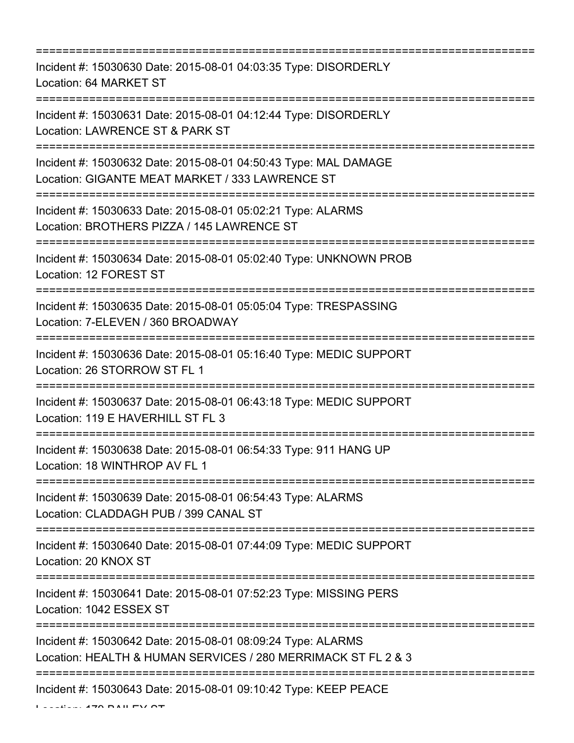===========================================================================
Incident #: 15030630 Date: 2015-08-01 04:03:35 Type: DISORDERLY
Location: 64 MARKET ST
===========================================================================
Incident #: 15030631 Date: 2015-08-01 04:12:44 Type: DISORDERLY
Location: LAWRENCE ST & PARK ST
===========================================================================
Incident #: 15030632 Date: 2015-08-01 04:50:43 Type: MAL DAMAGE
Location: GIGANTE MEAT MARKET / 333 LAWRENCE ST
===========================================================================
Incident #: 15030633 Date: 2015-08-01 05:02:21 Type: ALARMS
Location: BROTHERS PIZZA / 145 LAWRENCE ST
===========================================================================
Incident #: 15030634 Date: 2015-08-01 05:02:40 Type: UNKNOWN PROB
Location: 12 FOREST ST
===========================================================================
Incident #: 15030635 Date: 2015-08-01 05:05:04 Type: TRESPASSING
Location: 7-ELEVEN / 360 BROADWAY
===========================================================================
Incident #: 15030636 Date: 2015-08-01 05:16:40 Type: MEDIC SUPPORT
Location: 26 STORROW ST FL 1
===========================================================================
Incident #: 15030637 Date: 2015-08-01 06:43:18 Type: MEDIC SUPPORT
Location: 119 E HAVERHILL ST FL 3
===========================================================================
Incident #: 15030638 Date: 2015-08-01 06:54:33 Type: 911 HANG UP
Location: 18 WINTHROP AV FL 1
===========================================================================
Incident #: 15030639 Date: 2015-08-01 06:54:43 Type: ALARMS
Location: CLADDAGH PUB / 399 CANAL ST
===========================================================================
Incident #: 15030640 Date: 2015-08-01 07:44:09 Type: MEDIC SUPPORT
Location: 20 KNOX ST
===========================================================================
Incident #: 15030641 Date: 2015-08-01 07:52:23 Type: MISSING PERS
Location: 1042 ESSEX ST
===========================================================================
Incident #: 15030642 Date: 2015-08-01 08:09:24 Type: ALARMS
Location: HEALTH & HUMAN SERVICES / 280 MERRIMACK ST FL 2 & 3
===========================================================================
Incident #: 15030643 Date: 2015-08-01 09:10:42 Type: KEEP PEACE
Location: 170 BAILEY ST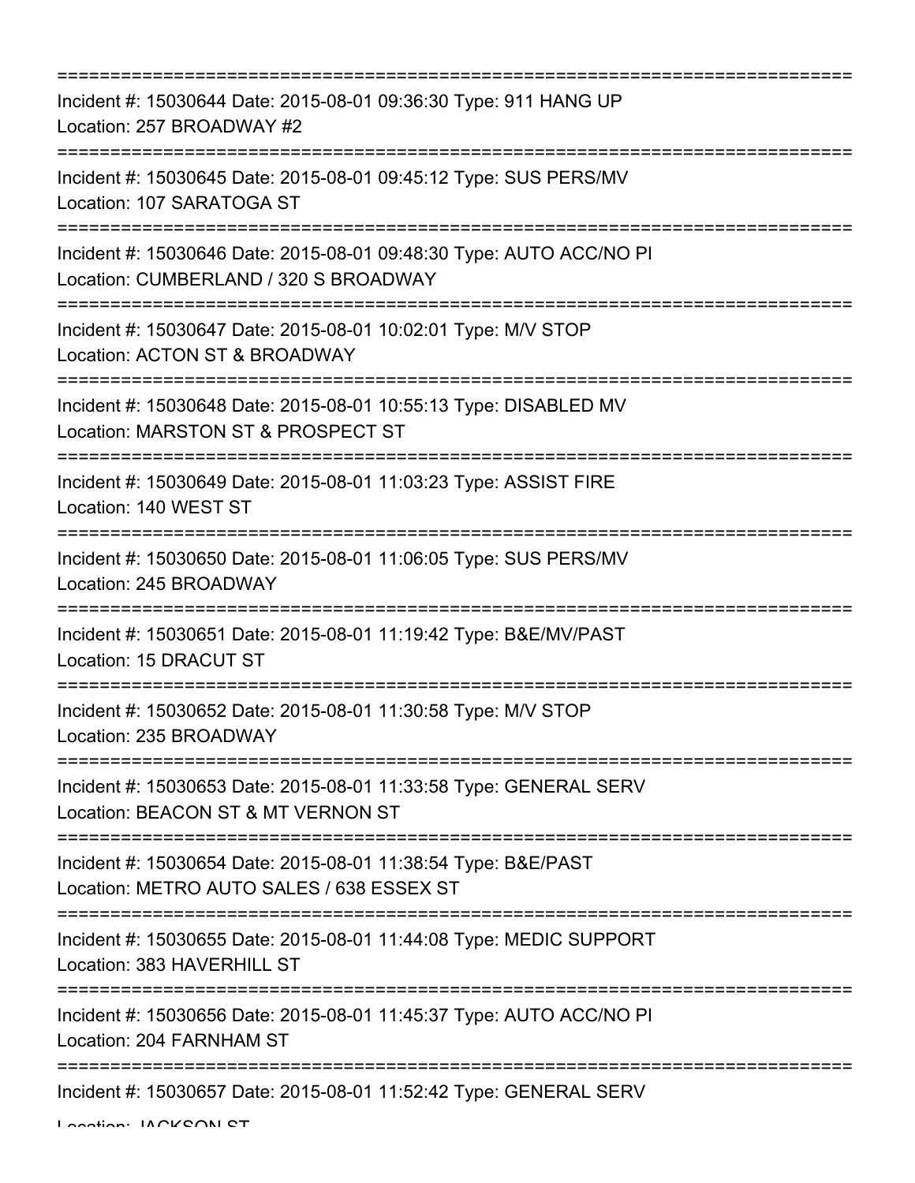===========================================================================

Incident #: 15030644 Date: 2015-08-01 09:36:30 Type: 911 HANG UP
Location: 257 BROADWAY #2

===========================================================================

Incident #: 15030645 Date: 2015-08-01 09:45:12 Type: SUS PERS/MV
Location: 107 SARATOGA ST

===========================================================================

Incident #: 15030646 Date: 2015-08-01 09:48:30 Type: AUTO ACC/NO PI
Location: CUMBERLAND / 320 S BROADWAY

===========================================================================

Incident #: 15030647 Date: 2015-08-01 10:02:01 Type: M/V STOP
Location: ACTON ST & BROADWAY

===========================================================================

Incident #: 15030648 Date: 2015-08-01 10:55:13 Type: DISABLED MV
Location: MARSTON ST & PROSPECT ST

===========================================================================

Incident #: 15030649 Date: 2015-08-01 11:03:23 Type: ASSIST FIRE
Location: 140 WEST ST

===========================================================================

Incident #: 15030650 Date: 2015-08-01 11:06:05 Type: SUS PERS/MV
Location: 245 BROADWAY

===========================================================================

Incident #: 15030651 Date: 2015-08-01 11:19:42 Type: B&E/MV/PAST
Location: 15 DRACUT ST

===========================================================================

Incident #: 15030652 Date: 2015-08-01 11:30:58 Type: M/V STOP
Location: 235 BROADWAY

===========================================================================

Incident #: 15030653 Date: 2015-08-01 11:33:58 Type: GENERAL SERV
Location: BEACON ST & MT VERNON ST

===========================================================================

Incident #: 15030654 Date: 2015-08-01 11:38:54 Type: B&E/PAST
Location: METRO AUTO SALES / 638 ESSEX ST

===========================================================================

Incident #: 15030655 Date: 2015-08-01 11:44:08 Type: MEDIC SUPPORT
Location: 383 HAVERHILL ST

===========================================================================

Incident #: 15030656 Date: 2015-08-01 11:45:37 Type: AUTO ACC/NO PI
Location: 204 FARNHAM ST

===========================================================================

Incident #: 15030657 Date: 2015-08-01 11:52:42 Type: GENERAL SERV
Location: JACKSON ST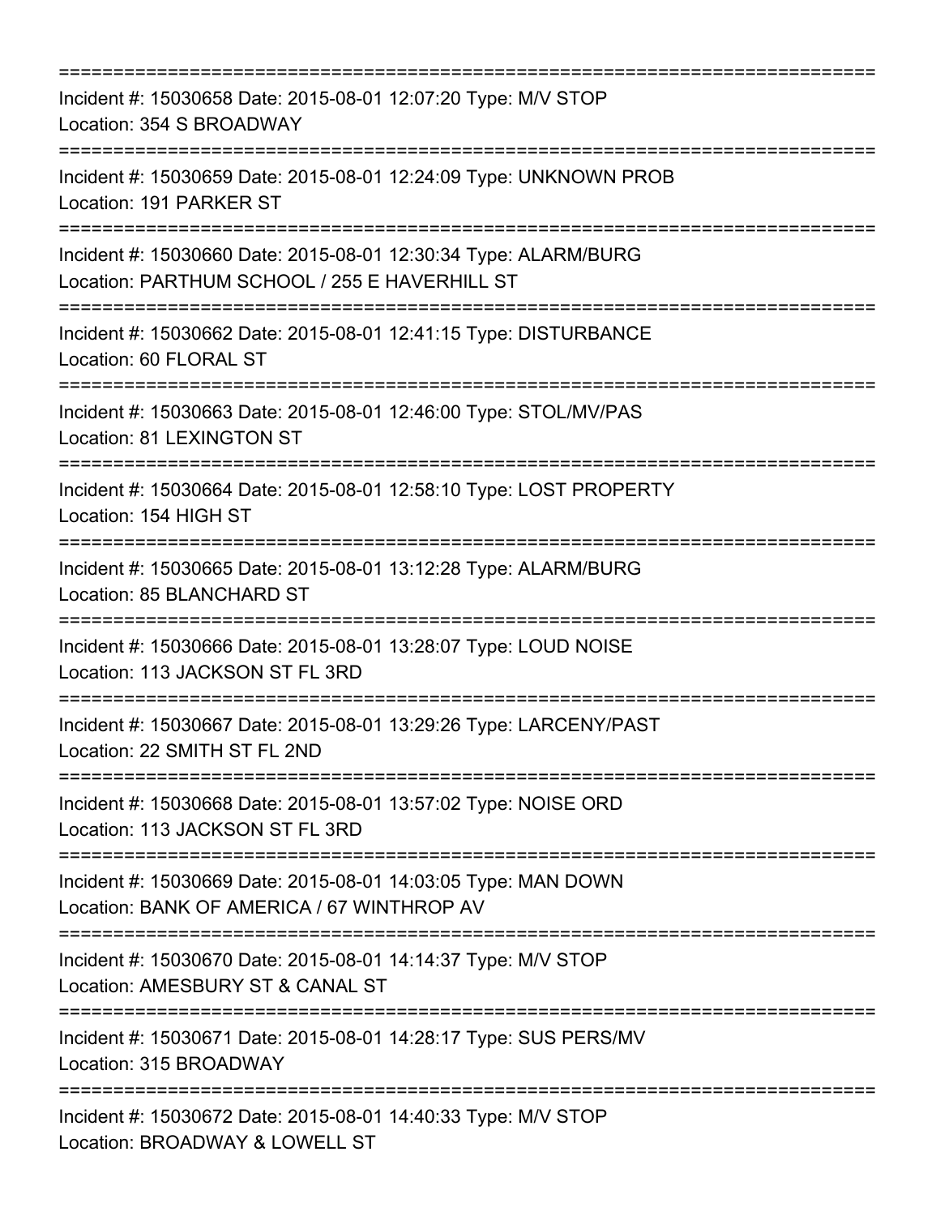===========================================================================

Incident #: 15030658 Date: 2015-08-01 12:07:20 Type: M/V STOP
Location: 354 S BROADWAY

===========================================================================

Incident #: 15030659 Date: 2015-08-01 12:24:09 Type: UNKNOWN PROB
Location: 191 PARKER ST

===========================================================================

Incident #: 15030660 Date: 2015-08-01 12:30:34 Type: ALARM/BURG
Location: PARTHUM SCHOOL / 255 E HAVERHILL ST

===========================================================================

Incident #: 15030662 Date: 2015-08-01 12:41:15 Type: DISTURBANCE
Location: 60 FLORAL ST

===========================================================================

Incident #: 15030663 Date: 2015-08-01 12:46:00 Type: STOL/MV/PAS
Location: 81 LEXINGTON ST

===========================================================================

Incident #: 15030664 Date: 2015-08-01 12:58:10 Type: LOST PROPERTY
Location: 154 HIGH ST

===========================================================================

Incident #: 15030665 Date: 2015-08-01 13:12:28 Type: ALARM/BURG
Location: 85 BLANCHARD ST

===========================================================================

Incident #: 15030666 Date: 2015-08-01 13:28:07 Type: LOUD NOISE
Location: 113 JACKSON ST FL 3RD

===========================================================================

Incident #: 15030667 Date: 2015-08-01 13:29:26 Type: LARCENY/PAST
Location: 22 SMITH ST FL 2ND

===========================================================================

Incident #: 15030668 Date: 2015-08-01 13:57:02 Type: NOISE ORD
Location: 113 JACKSON ST FL 3RD

===========================================================================

Incident #: 15030669 Date: 2015-08-01 14:03:05 Type: MAN DOWN
Location: BANK OF AMERICA / 67 WINTHROP AV

===========================================================================

Incident #: 15030670 Date: 2015-08-01 14:14:37 Type: M/V STOP
Location: AMESBURY ST & CANAL ST

===========================================================================

Incident #: 15030671 Date: 2015-08-01 14:28:17 Type: SUS PERS/MV
Location: 315 BROADWAY

===========================================================================

Incident #: 15030672 Date: 2015-08-01 14:40:33 Type: M/V STOP
Location: BROADWAY & LOWELL ST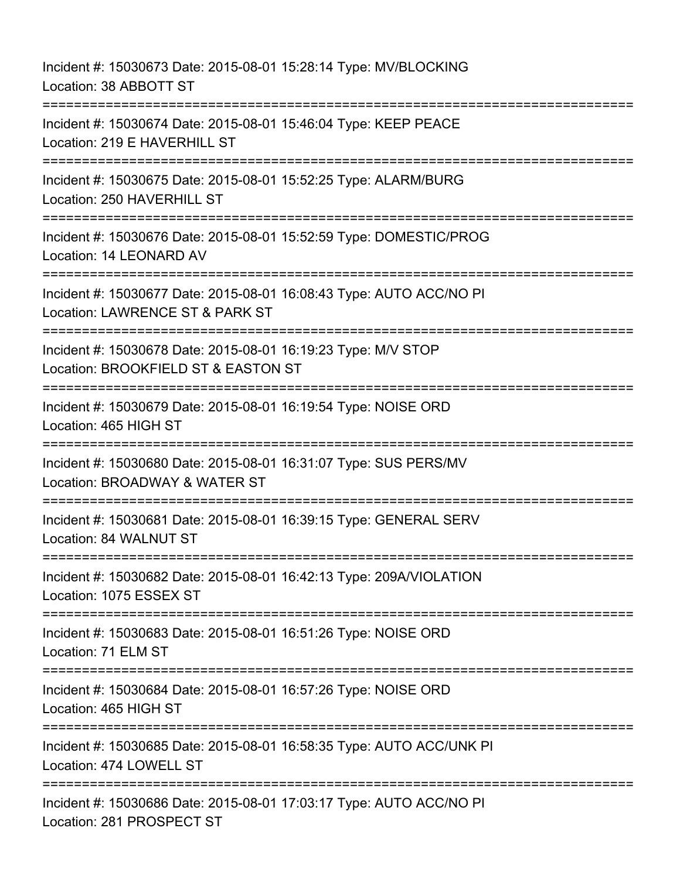Incident #: 15030673 Date: 2015-08-01 15:28:14 Type: MV/BLOCKING
Location: 38 ABBOTT ST

===========================================================================

Incident #: 15030674 Date: 2015-08-01 15:46:04 Type: KEEP PEACE
Location: 219 E HAVERHILL ST

===========================================================================

Incident #: 15030675 Date: 2015-08-01 15:52:25 Type: ALARM/BURG
Location: 250 HAVERHILL ST

===========================================================================

Incident #: 15030676 Date: 2015-08-01 15:52:59 Type: DOMESTIC/PROG
Location: 14 LEONARD AV

===========================================================================

Incident #: 15030677 Date: 2015-08-01 16:08:43 Type: AUTO ACC/NO PI
Location: LAWRENCE ST & PARK ST

===========================================================================

Incident #: 15030678 Date: 2015-08-01 16:19:23 Type: M/V STOP
Location: BROOKFIELD ST & EASTON ST

===========================================================================

Incident #: 15030679 Date: 2015-08-01 16:19:54 Type: NOISE ORD
Location: 465 HIGH ST

===========================================================================

Incident #: 15030680 Date: 2015-08-01 16:31:07 Type: SUS PERS/MV
Location: BROADWAY & WATER ST

===========================================================================

Incident #: 15030681 Date: 2015-08-01 16:39:15 Type: GENERAL SERV
Location: 84 WALNUT ST

===========================================================================

Incident #: 15030682 Date: 2015-08-01 16:42:13 Type: 209A/VIOLATION
Location: 1075 ESSEX ST

===========================================================================

Incident #: 15030683 Date: 2015-08-01 16:51:26 Type: NOISE ORD
Location: 71 ELM ST

===========================================================================

Incident #: 15030684 Date: 2015-08-01 16:57:26 Type: NOISE ORD
Location: 465 HIGH ST

===========================================================================

Incident #: 15030685 Date: 2015-08-01 16:58:35 Type: AUTO ACC/UNK PI
Location: 474 LOWELL ST

===========================================================================

Incident #: 15030686 Date: 2015-08-01 17:03:17 Type: AUTO ACC/NO PI
Location: 281 PROSPECT ST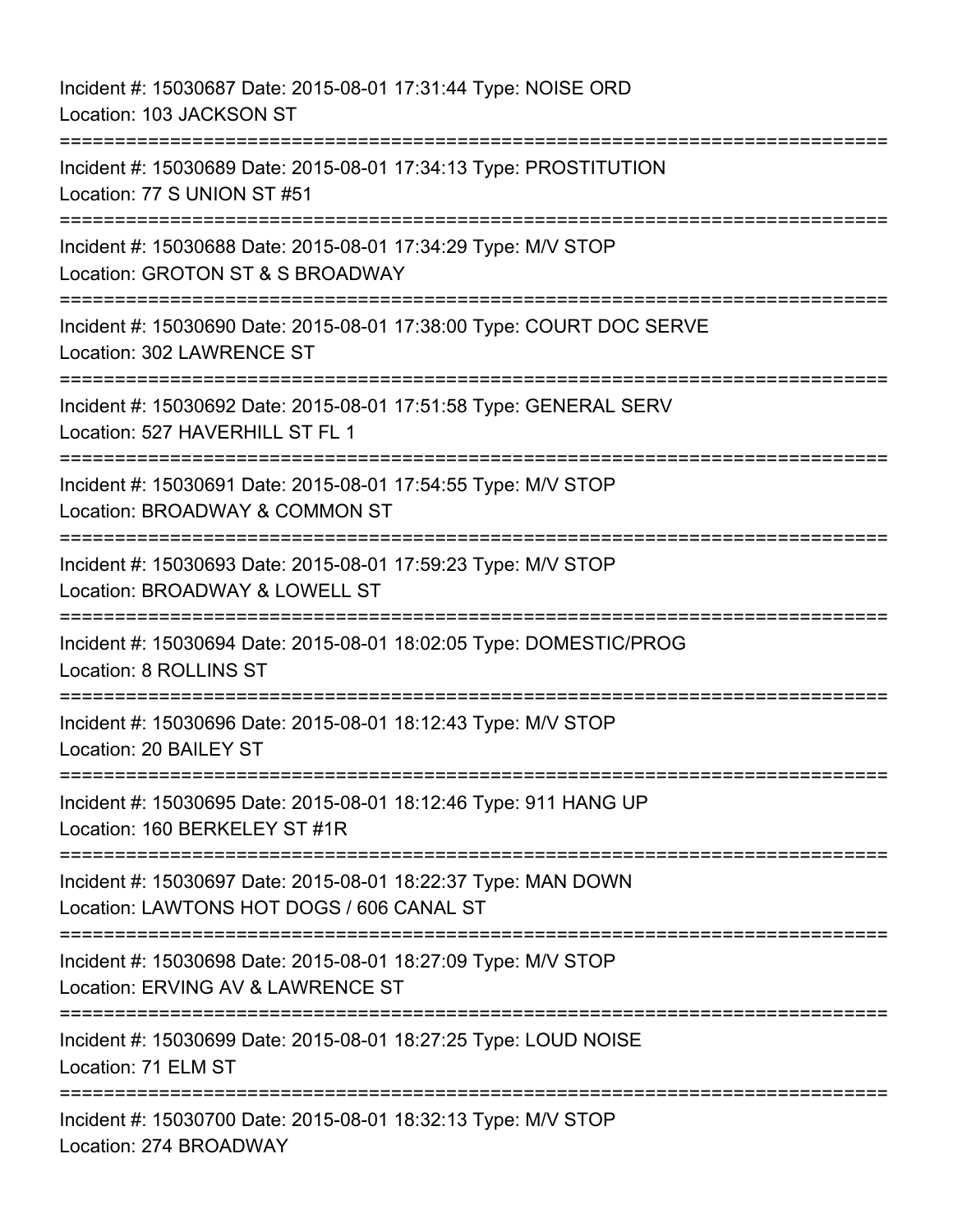Incident #: 15030687 Date: 2015-08-01 17:31:44 Type: NOISE ORD
Location: 103 JACKSON ST

===========================================================================

Incident #: 15030689 Date: 2015-08-01 17:34:13 Type: PROSTITUTION
Location: 77 S UNION ST #51

===========================================================================

Incident #: 15030688 Date: 2015-08-01 17:34:29 Type: M/V STOP
Location: GROTON ST & S BROADWAY

===========================================================================

Incident #: 15030690 Date: 2015-08-01 17:38:00 Type: COURT DOC SERVE
Location: 302 LAWRENCE ST

===========================================================================

Incident #: 15030692 Date: 2015-08-01 17:51:58 Type: GENERAL SERV
Location: 527 HAVERHILL ST FL 1

===========================================================================

Incident #: 15030691 Date: 2015-08-01 17:54:55 Type: M/V STOP
Location: BROADWAY & COMMON ST

===========================================================================

Incident #: 15030693 Date: 2015-08-01 17:59:23 Type: M/V STOP
Location: BROADWAY & LOWELL ST

===========================================================================

Incident #: 15030694 Date: 2015-08-01 18:02:05 Type: DOMESTIC/PROG
Location: 8 ROLLINS ST

===========================================================================

Incident #: 15030696 Date: 2015-08-01 18:12:43 Type: M/V STOP
Location: 20 BAILEY ST

===========================================================================

Incident #: 15030695 Date: 2015-08-01 18:12:46 Type: 911 HANG UP
Location: 160 BERKELEY ST #1R

===========================================================================

Incident #: 15030697 Date: 2015-08-01 18:22:37 Type: MAN DOWN
Location: LAWTONS HOT DOGS / 606 CANAL ST

===========================================================================

Incident #: 15030698 Date: 2015-08-01 18:27:09 Type: M/V STOP
Location: ERVING AV & LAWRENCE ST

===========================================================================

Incident #: 15030699 Date: 2015-08-01 18:27:25 Type: LOUD NOISE
Location: 71 ELM ST

===========================================================================

Incident #: 15030700 Date: 2015-08-01 18:32:13 Type: M/V STOP
Location: 274 BROADWAY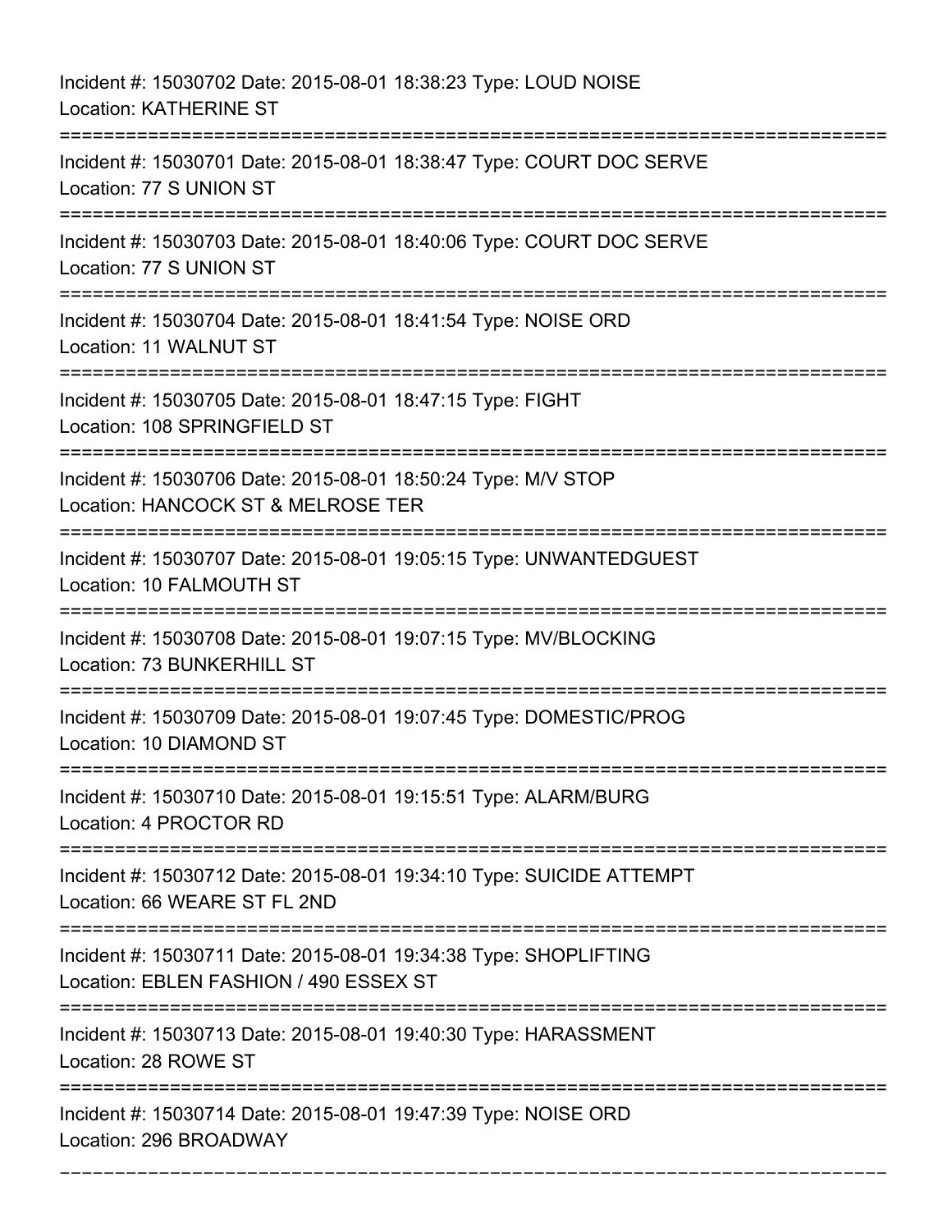Incident #: 15030702 Date: 2015-08-01 18:38:23 Type: LOUD NOISE
Location: KATHERINE ST

===========================================================================

Incident #: 15030701 Date: 2015-08-01 18:38:47 Type: COURT DOC SERVE
Location: 77 S UNION ST

===========================================================================

Incident #: 15030703 Date: 2015-08-01 18:40:06 Type: COURT DOC SERVE
Location: 77 S UNION ST

===========================================================================

Incident #: 15030704 Date: 2015-08-01 18:41:54 Type: NOISE ORD
Location: 11 WALNUT ST

===========================================================================

Incident #: 15030705 Date: 2015-08-01 18:47:15 Type: FIGHT
Location: 108 SPRINGFIELD ST

===========================================================================

Incident #: 15030706 Date: 2015-08-01 18:50:24 Type: M/V STOP
Location: HANCOCK ST & MELROSE TER

===========================================================================

Incident #: 15030707 Date: 2015-08-01 19:05:15 Type: UNWANTEDGUEST
Location: 10 FALMOUTH ST

===========================================================================

Incident #: 15030708 Date: 2015-08-01 19:07:15 Type: MV/BLOCKING
Location: 73 BUNKERHILL ST

===========================================================================

Incident #: 15030709 Date: 2015-08-01 19:07:45 Type: DOMESTIC/PROG
Location: 10 DIAMOND ST

===========================================================================

Incident #: 15030710 Date: 2015-08-01 19:15:51 Type: ALARM/BURG
Location: 4 PROCTOR RD

===========================================================================

Incident #: 15030712 Date: 2015-08-01 19:34:10 Type: SUICIDE ATTEMPT
Location: 66 WEARE ST FL 2ND

===========================================================================

Incident #: 15030711 Date: 2015-08-01 19:34:38 Type: SHOPLIFTING
Location: EBLEN FASHION / 490 ESSEX ST

===========================================================================

Incident #: 15030713 Date: 2015-08-01 19:40:30 Type: HARASSMENT
Location: 28 ROWE ST

===========================================================================

Incident #: 15030714 Date: 2015-08-01 19:47:39 Type: NOISE ORD
Location: 296 BROADWAY

---------------------------------------------------------------------------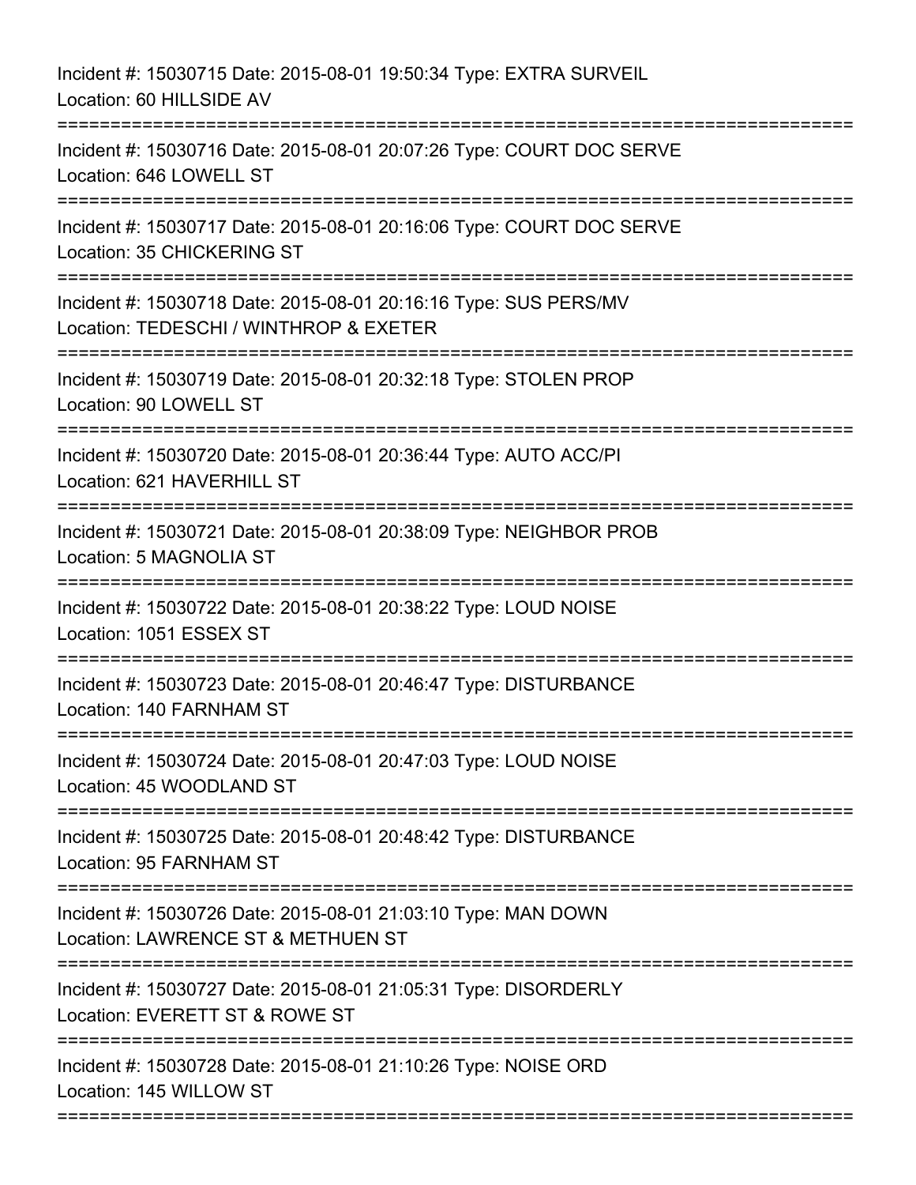Incident #: 15030715 Date: 2015-08-01 19:50:34 Type: EXTRA SURVEIL
Location: 60 HILLSIDE AV

===========================================================================

Incident #: 15030716 Date: 2015-08-01 20:07:26 Type: COURT DOC SERVE
Location: 646 LOWELL ST

===========================================================================

Incident #: 15030717 Date: 2015-08-01 20:16:06 Type: COURT DOC SERVE
Location: 35 CHICKERING ST

===========================================================================

Incident #: 15030718 Date: 2015-08-01 20:16:16 Type: SUS PERS/MV
Location: TEDESCHI / WINTHROP & EXETER

===========================================================================

Incident #: 15030719 Date: 2015-08-01 20:32:18 Type: STOLEN PROP
Location: 90 LOWELL ST

===========================================================================

Incident #: 15030720 Date: 2015-08-01 20:36:44 Type: AUTO ACC/PI
Location: 621 HAVERHILL ST

===========================================================================

Incident #: 15030721 Date: 2015-08-01 20:38:09 Type: NEIGHBOR PROB
Location: 5 MAGNOLIA ST

===========================================================================

Incident #: 15030722 Date: 2015-08-01 20:38:22 Type: LOUD NOISE
Location: 1051 ESSEX ST

===========================================================================

Incident #: 15030723 Date: 2015-08-01 20:46:47 Type: DISTURBANCE
Location: 140 FARNHAM ST

===========================================================================

Incident #: 15030724 Date: 2015-08-01 20:47:03 Type: LOUD NOISE
Location: 45 WOODLAND ST

===========================================================================

Incident #: 15030725 Date: 2015-08-01 20:48:42 Type: DISTURBANCE
Location: 95 FARNHAM ST

===========================================================================

Incident #: 15030726 Date: 2015-08-01 21:03:10 Type: MAN DOWN
Location: LAWRENCE ST & METHUEN ST

===========================================================================

Incident #: 15030727 Date: 2015-08-01 21:05:31 Type: DISORDERLY
Location: EVERETT ST & ROWE ST

===========================================================================

Incident #: 15030728 Date: 2015-08-01 21:10:26 Type: NOISE ORD
Location: 145 WILLOW ST

===========================================================================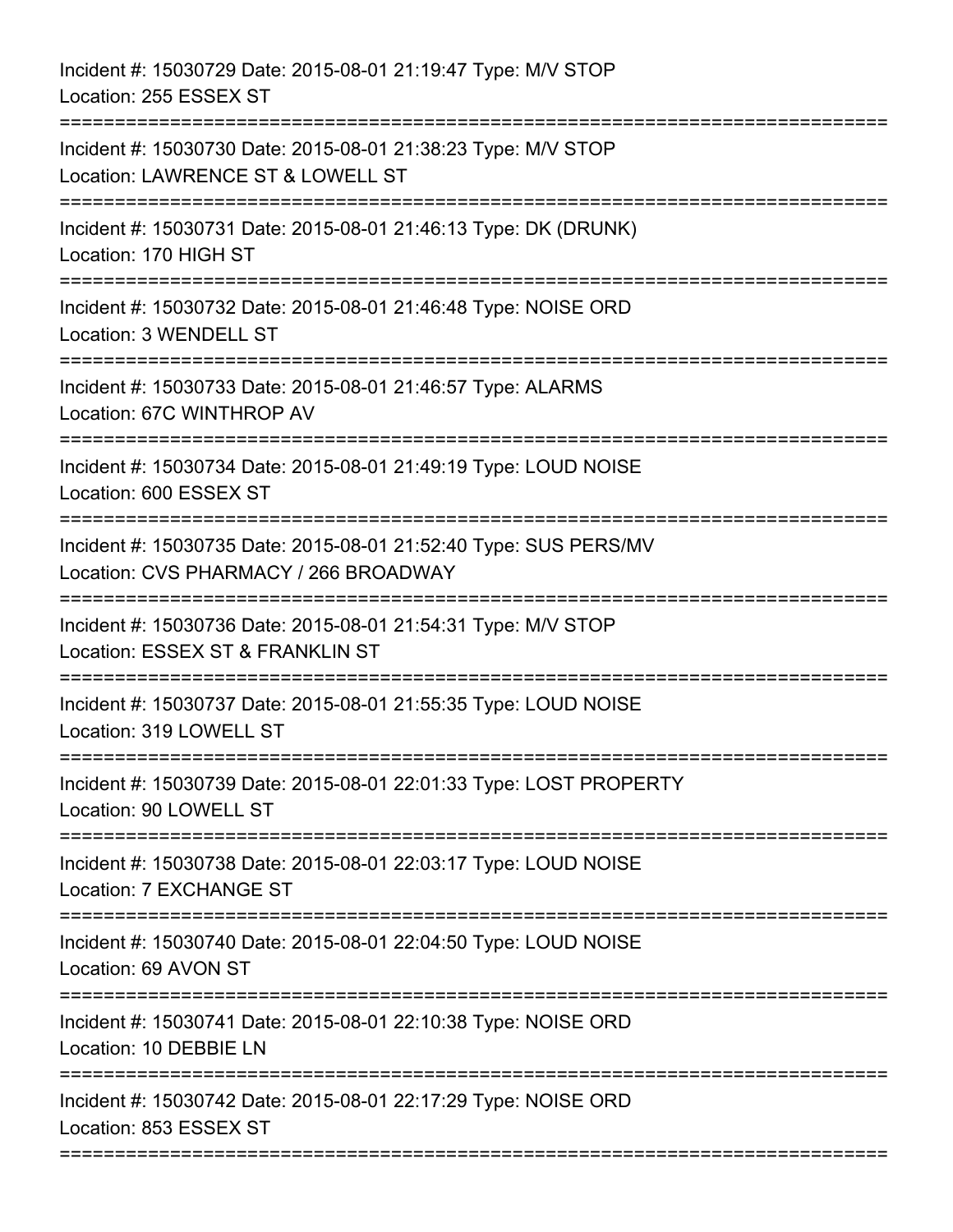Incident #: 15030729 Date: 2015-08-01 21:19:47 Type: M/V STOP
Location: 255 ESSEX ST

===========================================================================

Incident #: 15030730 Date: 2015-08-01 21:38:23 Type: M/V STOP
Location: LAWRENCE ST & LOWELL ST

===========================================================================

Incident #: 15030731 Date: 2015-08-01 21:46:13 Type: DK (DRUNK)
Location: 170 HIGH ST

===========================================================================

Incident #: 15030732 Date: 2015-08-01 21:46:48 Type: NOISE ORD
Location: 3 WENDELL ST

===========================================================================

Incident #: 15030733 Date: 2015-08-01 21:46:57 Type: ALARMS
Location: 67C WINTHROP AV

===========================================================================

Incident #: 15030734 Date: 2015-08-01 21:49:19 Type: LOUD NOISE
Location: 600 ESSEX ST

===========================================================================

Incident #: 15030735 Date: 2015-08-01 21:52:40 Type: SUS PERS/MV
Location: CVS PHARMACY / 266 BROADWAY

===========================================================================

Incident #: 15030736 Date: 2015-08-01 21:54:31 Type: M/V STOP
Location: ESSEX ST & FRANKLIN ST

===========================================================================

Incident #: 15030737 Date: 2015-08-01 21:55:35 Type: LOUD NOISE
Location: 319 LOWELL ST

===========================================================================

Incident #: 15030739 Date: 2015-08-01 22:01:33 Type: LOST PROPERTY
Location: 90 LOWELL ST

===========================================================================

Incident #: 15030738 Date: 2015-08-01 22:03:17 Type: LOUD NOISE
Location: 7 EXCHANGE ST

===========================================================================

Incident #: 15030740 Date: 2015-08-01 22:04:50 Type: LOUD NOISE
Location: 69 AVON ST

===========================================================================

Incident #: 15030741 Date: 2015-08-01 22:10:38 Type: NOISE ORD
Location: 10 DEBBIE LN

===========================================================================

Incident #: 15030742 Date: 2015-08-01 22:17:29 Type: NOISE ORD
Location: 853 ESSEX ST

===========================================================================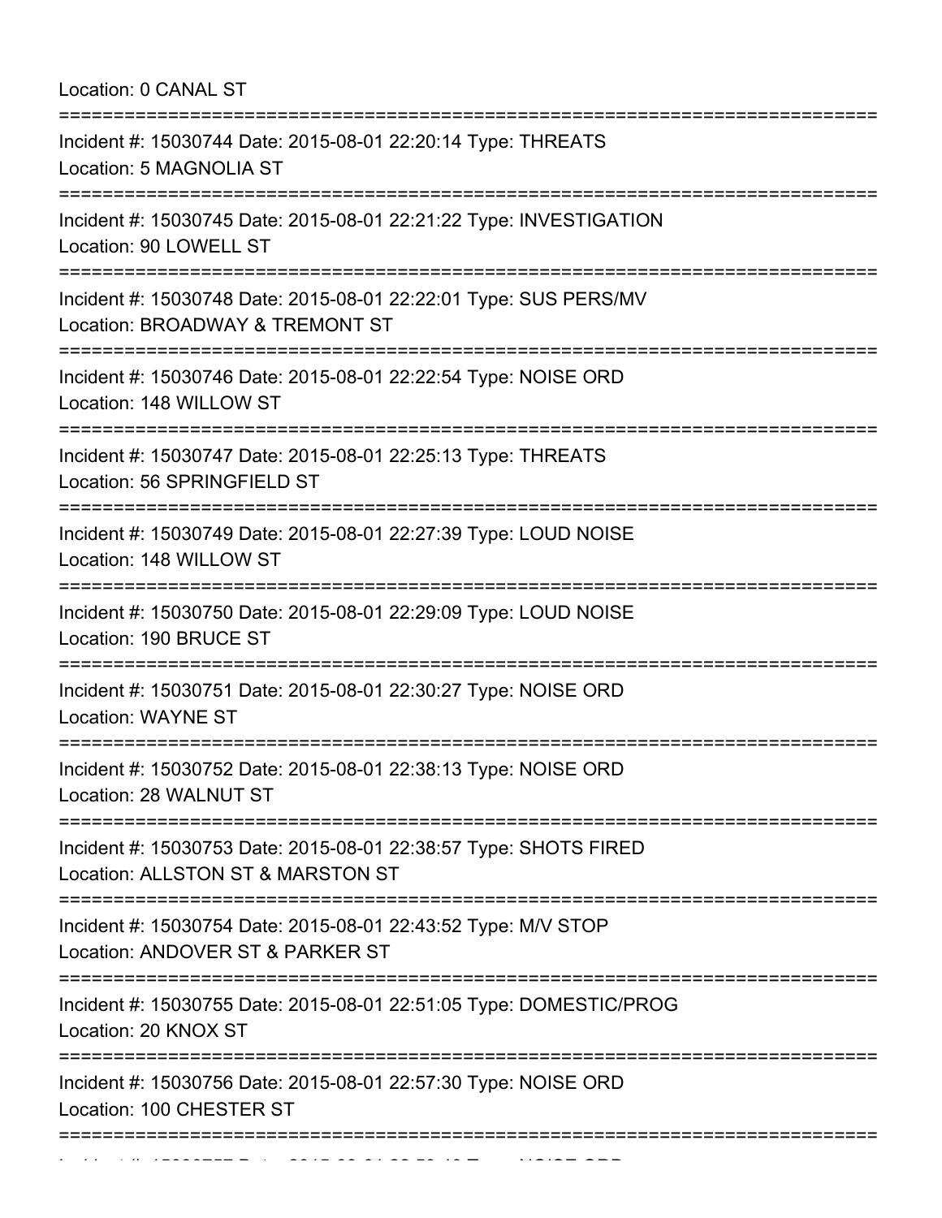Location: 0 CANAL ST

===========================================================================

Incident #: 15030744 Date: 2015-08-01 22:20:14 Type: THREATS
Location: 5 MAGNOLIA ST

===========================================================================

Incident #: 15030745 Date: 2015-08-01 22:21:22 Type: INVESTIGATION
Location: 90 LOWELL ST

===========================================================================

Incident #: 15030748 Date: 2015-08-01 22:22:01 Type: SUS PERS/MV
Location: BROADWAY & TREMONT ST

===========================================================================

Incident #: 15030746 Date: 2015-08-01 22:22:54 Type: NOISE ORD
Location: 148 WILLOW ST

===========================================================================

Incident #: 15030747 Date: 2015-08-01 22:25:13 Type: THREATS
Location: 56 SPRINGFIELD ST

===========================================================================

Incident #: 15030749 Date: 2015-08-01 22:27:39 Type: LOUD NOISE
Location: 148 WILLOW ST

===========================================================================

Incident #: 15030750 Date: 2015-08-01 22:29:09 Type: LOUD NOISE
Location: 190 BRUCE ST

===========================================================================

Incident #: 15030751 Date: 2015-08-01 22:30:27 Type: NOISE ORD
Location: WAYNE ST

===========================================================================

Incident #: 15030752 Date: 2015-08-01 22:38:13 Type: NOISE ORD
Location: 28 WALNUT ST

===========================================================================

Incident #: 15030753 Date: 2015-08-01 22:38:57 Type: SHOTS FIRED
Location: ALLSTON ST & MARSTON ST

===========================================================================

Incident #: 15030754 Date: 2015-08-01 22:43:52 Type: M/V STOP
Location: ANDOVER ST & PARKER ST

===========================================================================

Incident #: 15030755 Date: 2015-08-01 22:51:05 Type: DOMESTIC/PROG
Location: 20 KNOX ST

===========================================================================

Incident #: 15030756 Date: 2015-08-01 22:57:30 Type: NOISE ORD
Location: 100 CHESTER ST

===========================================================================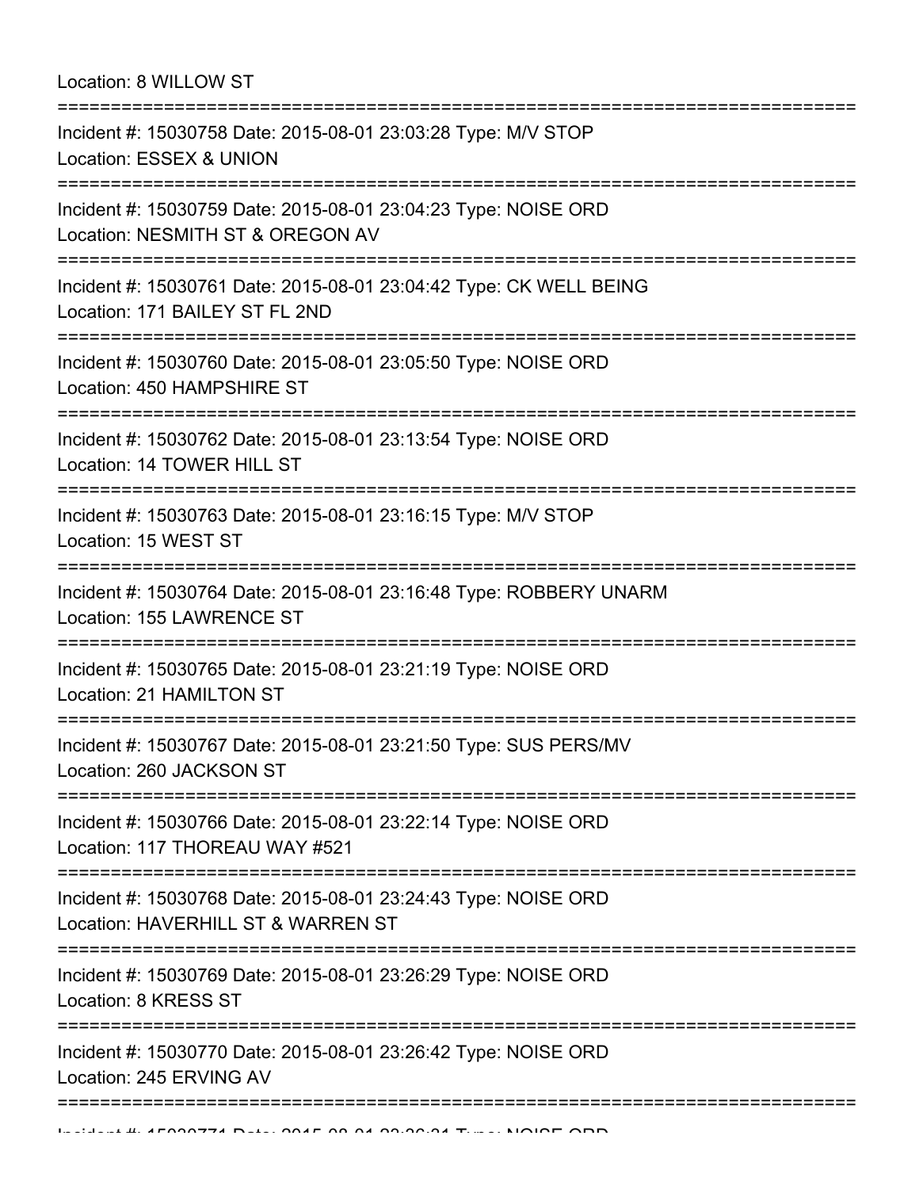Location: 8 WILLOW ST

===========================================================================

Incident #: 15030758 Date: 2015-08-01 23:03:28 Type: M/V STOP
Location: ESSEX & UNION

===========================================================================

Incident #: 15030759 Date: 2015-08-01 23:04:23 Type: NOISE ORD
Location: NESMITH ST & OREGON AV

===========================================================================

Incident #: 15030761 Date: 2015-08-01 23:04:42 Type: CK WELL BEING
Location: 171 BAILEY ST FL 2ND

===========================================================================

Incident #: 15030760 Date: 2015-08-01 23:05:50 Type: NOISE ORD
Location: 450 HAMPSHIRE ST

===========================================================================

Incident #: 15030762 Date: 2015-08-01 23:13:54 Type: NOISE ORD
Location: 14 TOWER HILL ST

===========================================================================

Incident #: 15030763 Date: 2015-08-01 23:16:15 Type: M/V STOP
Location: 15 WEST ST

===========================================================================

Incident #: 15030764 Date: 2015-08-01 23:16:48 Type: ROBBERY UNARM
Location: 155 LAWRENCE ST

===========================================================================

Incident #: 15030765 Date: 2015-08-01 23:21:19 Type: NOISE ORD
Location: 21 HAMILTON ST

===========================================================================

Incident #: 15030767 Date: 2015-08-01 23:21:50 Type: SUS PERS/MV
Location: 260 JACKSON ST

===========================================================================

Incident #: 15030766 Date: 2015-08-01 23:22:14 Type: NOISE ORD
Location: 117 THOREAU WAY #521

===========================================================================

Incident #: 15030768 Date: 2015-08-01 23:24:43 Type: NOISE ORD
Location: HAVERHILL ST & WARREN ST

===========================================================================

Incident #: 15030769 Date: 2015-08-01 23:26:29 Type: NOISE ORD
Location: 8 KRESS ST

===========================================================================

Incident #: 15030770 Date: 2015-08-01 23:26:42 Type: NOISE ORD
Location: 245 ERVING AV

===========================================================================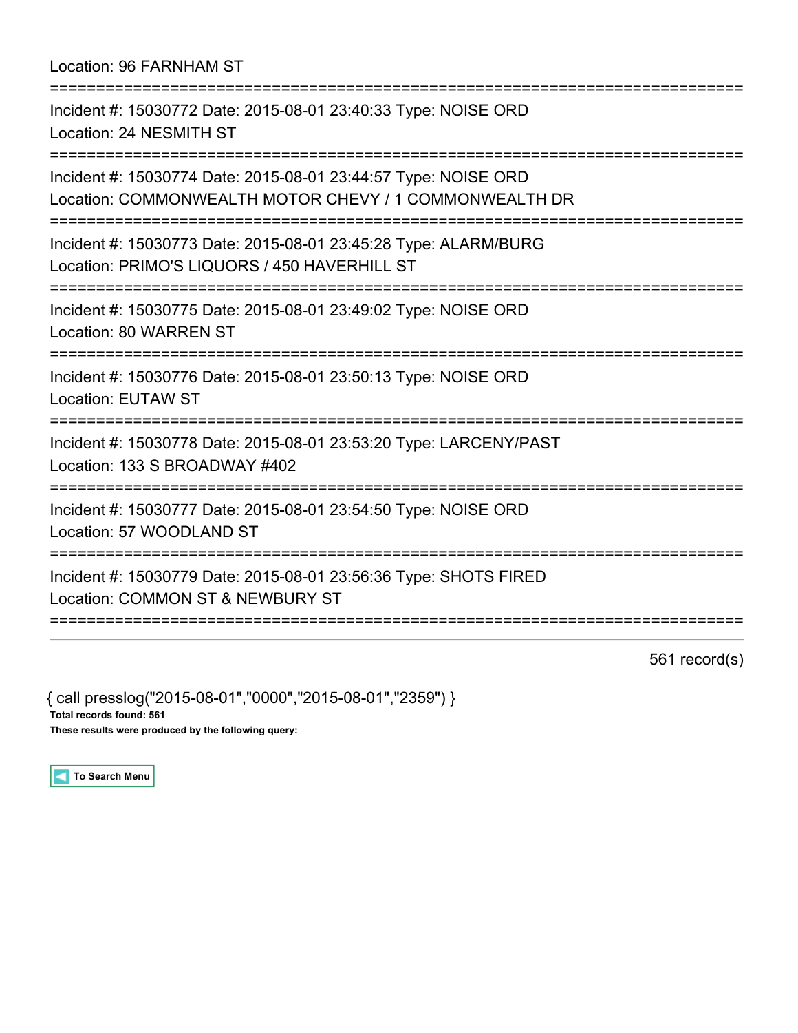Location: 96 FARNHAM ST

===========================================================================

Incident #: 15030772 Date: 2015-08-01 23:40:33 Type: NOISE ORD
Location: 24 NESMITH ST

===========================================================================

Incident #: 15030774 Date: 2015-08-01 23:44:57 Type: NOISE ORD
Location: COMMONWEALTH MOTOR CHEVY / 1 COMMONWEALTH DR

===========================================================================

Incident #: 15030773 Date: 2015-08-01 23:45:28 Type: ALARM/BURG
Location: PRIMO'S LIQUORS / 450 HAVERHILL ST

===========================================================================

Incident #: 15030775 Date: 2015-08-01 23:49:02 Type: NOISE ORD
Location: 80 WARREN ST

===========================================================================

Incident #: 15030776 Date: 2015-08-01 23:50:13 Type: NOISE ORD
Location: EUTAW ST

===========================================================================

Incident #: 15030778 Date: 2015-08-01 23:53:20 Type: LARCENY/PAST
Location: 133 S BROADWAY #402

===========================================================================

Incident #: 15030777 Date: 2015-08-01 23:54:50 Type: NOISE ORD
Location: 57 WOODLAND ST

===========================================================================

Incident #: 15030779 Date: 2015-08-01 23:56:36 Type: SHOTS FIRED
Location: COMMON ST & NEWBURY ST

===========================================================================

561 record(s)

{ call presslog("2015-08-01","0000","2015-08-01","2359") }

**Total records found: 561**

**These results were produced by the following query:**

To Search Menu